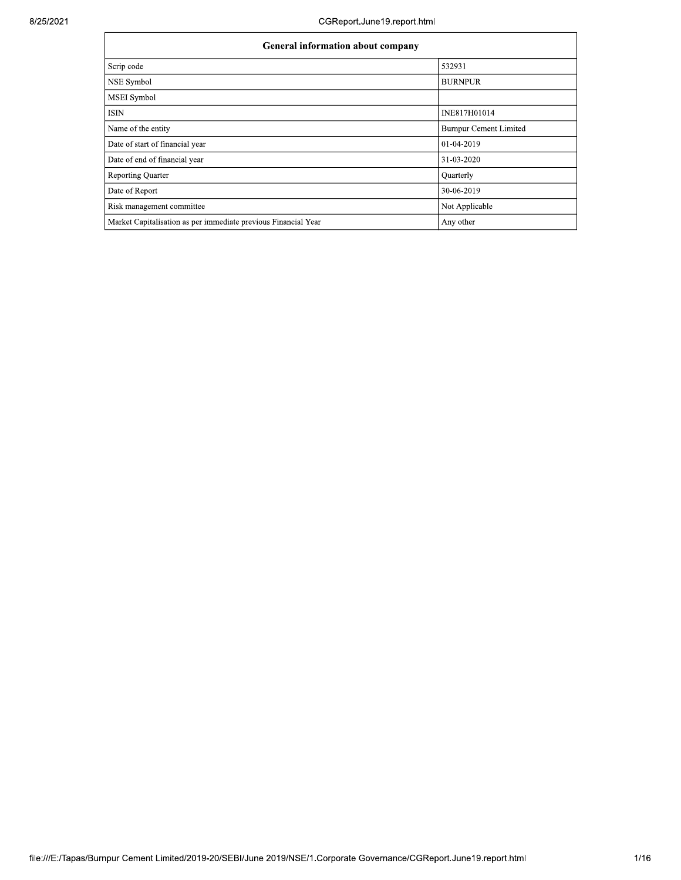| General information about company | |
|---|---|
| Scrip code | 532931 |
| NSE Symbol | BURNPUR |
| MSEI Symbol | |
| ISIN | INE817H01014 |
| Name of the entity | Burnpur Cement Limited |
| Date of start of financial year | 01-04-2019 |
| Date of end of financial year | 31-03-2020 |
| Reporting Quarter | Quarterly |
| Date of Report | 30-06-2019 |
| Risk management committee | Not Applicable |
| Market Capitalisation as per immediate previous Financial Year | Any other |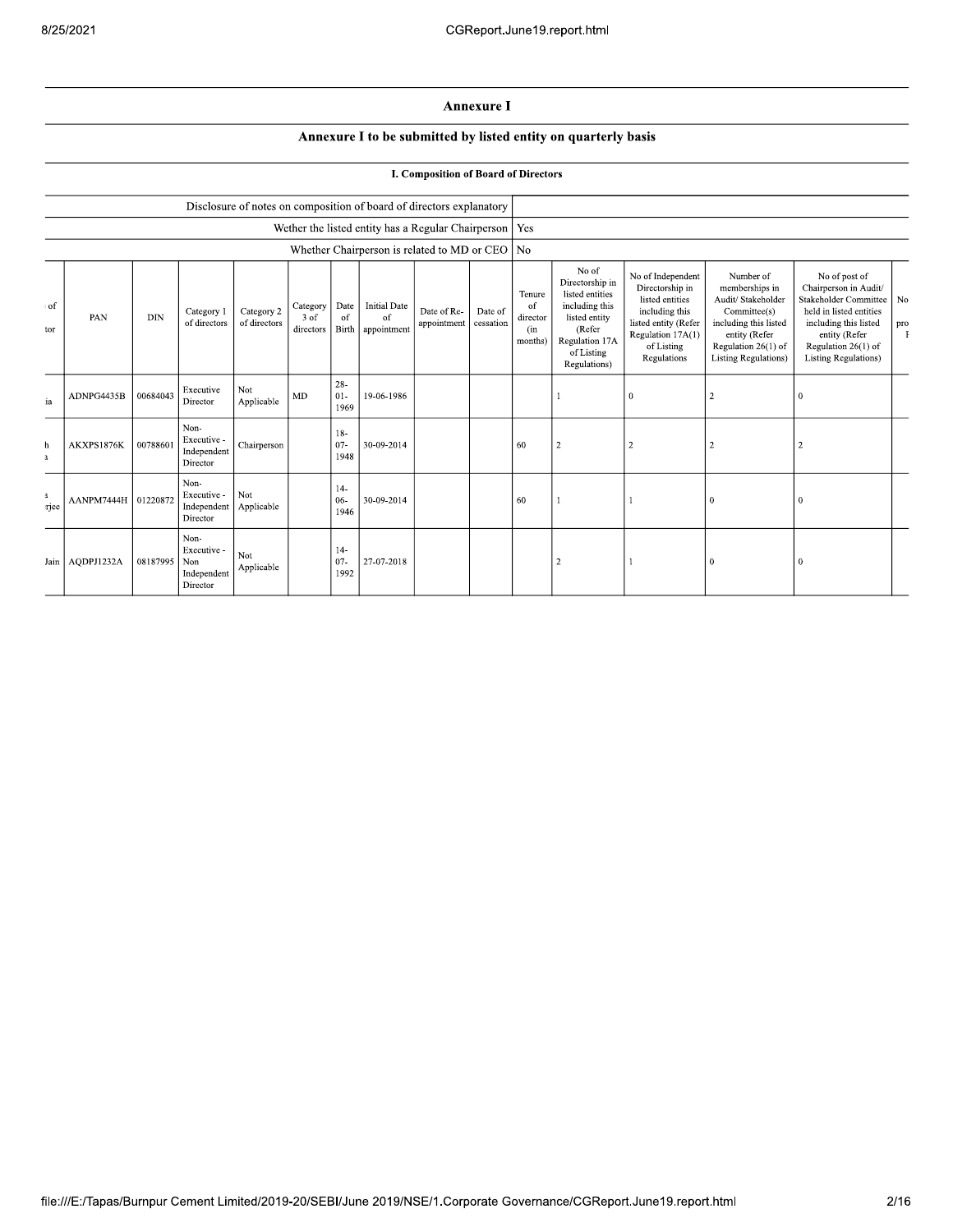# Annexure I

## Annexure I to be submitted by listed entity on quarterly basis

### I. Composition of Board of Directors

| | |
|---|---|
| Disclosure of notes on composition of board of directors explanatory | |
| Wether the listed entity has a Regular Chairperson | Yes |
| Whether Chairperson is related to MD or CEO | No |

| of tor | PAN | DIN | Category 1 of directors | Category 2 of directors | Category 3 of directors | Date of Birth | Initial Date of appointment | Date of Re-appointment | Date of cessation | Tenure of director (in months) | No of Directorship in listed entities including this listed entity (Refer Regulation 17A of Listing Regulations) | No of Independent Directorship in listed entities including this listed entity (Refer Regulation 17A(1) of Listing Regulations | Number of memberships in Audit/ Stakeholder Committee(s) including this listed entity (Refer Regulation 26(1) of Listing Regulations) | No of post of Chairperson in Audit/ Stakeholder Committee held in listed entities including this listed entity (Refer Regulation 26(1) of Listing Regulations) | No pro I |
|---|---|---|---|---|---|---|---|---|---|---|---|---|---|---|---|
| ia | ADNPG4435B | 00684043 | Executive Director | Not Applicable | MD | 28-01-1969 | 19-06-1986 | | | | 1 | 0 | 2 | 0 | |
| h a | AKXPS1876K | 00788601 | Non-Executive - Independent Director | Chairperson | | 18-07-1948 | 30-09-2014 | | | 60 | 2 | 2 | 2 | 2 | |
| a rjee | AANPM7444H | 01220872 | Non-Executive - Independent Director | Not Applicable | | 14-06-1946 | 30-09-2014 | | | 60 | 1 | 1 | 0 | 0 | |
| Jain | AQDPJ1232A | 08187995 | Non-Executive - Non Independent Director | Not Applicable | | 14-07-1992 | 27-07-2018 | | | | 2 | 1 | 0 | 0 | |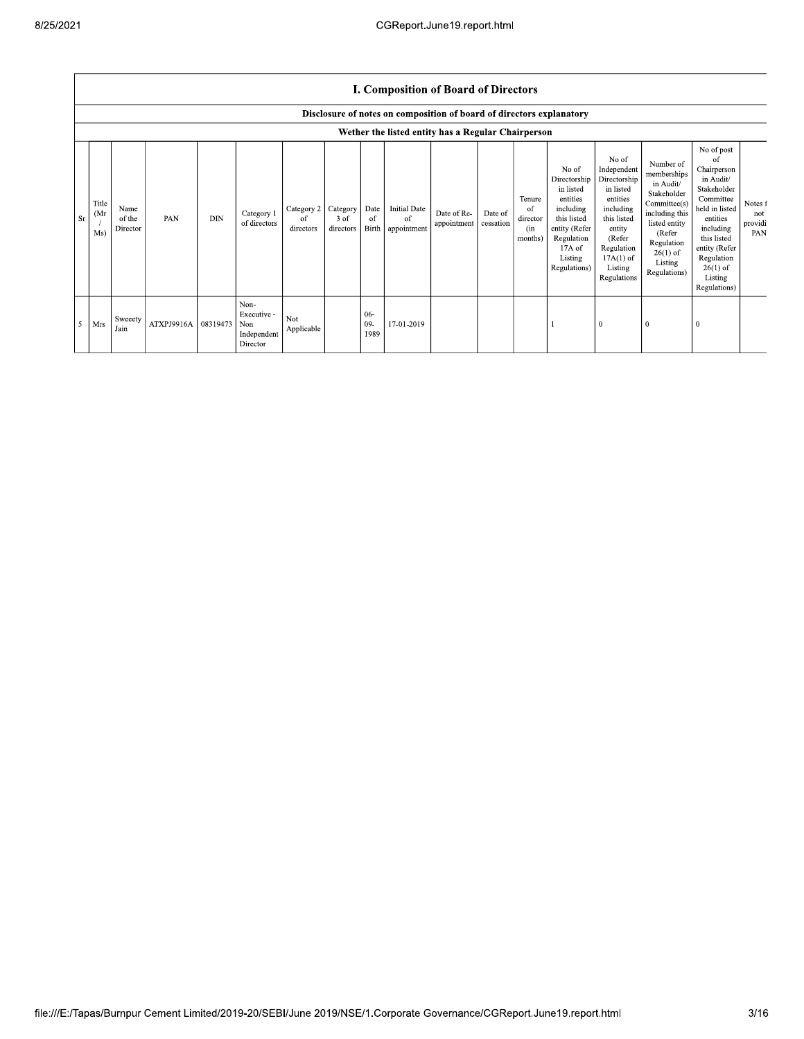## I. Composition of Board of Directors

### Disclosure of notes on composition of board of directors explanatory

### Wether the listed entity has a Regular Chairperson

| Sr | Title (Mr / Ms) | Name of the Director | PAN | DIN | Category 1 of directors | Category 2 of directors | Category 3 of directors | Date of Birth | Initial Date of appointment | Date of Re-appointment | Date of cessation | Tenure of director (in months) | No of Directorship in listed entities including this listed entity (Refer Regulation 17A of Listing Regulations) | No of Independent Directorship in listed entities including this listed entity (Refer Regulation 17A(1) of Listing Regulations | Number of memberships in Audit/ Stakeholder Committee(s) including this listed entity (Refer Regulation 26(1) of Listing Regulations) | No of post of Chairperson in Audit/ Stakeholder Committee held in listed entities including this listed entity (Refer Regulation 26(1) of Listing Regulations) | Notes f not providi PAN |
|---|---|---|---|---|---|---|---|---|---|---|---|---|---|---|---|---|---|
| 5 | Mrs | Sweeety Jain | ATXPJ9916A | 08319473 | Non-Executive - Non Independent Director | Not Applicable | | 06-09-1989 | 17-01-2019 | | | | 1 | 0 | 0 | 0 | |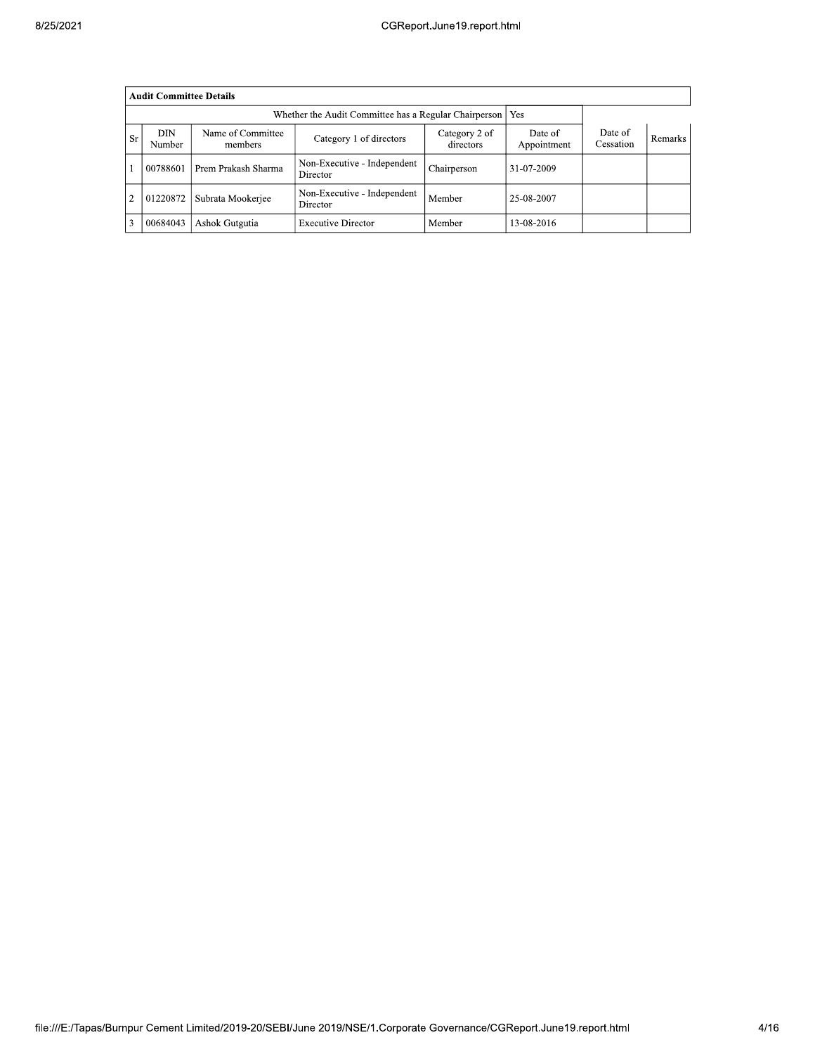**Audit Committee Details**

| | | | | Whether the Audit Committee has a Regular Chairperson | Yes | | |
|---|---|---|---|---|---|---|---|
| Sr | DIN Number | Name of Committee members | Category 1 of directors | Category 2 of directors | Date of Appointment | Date of Cessation | Remarks |
| 1 | 00788601 | Prem Prakash Sharma | Non-Executive - Independent Director | Chairperson | 31-07-2009 | | |
| 2 | 01220872 | Subrata Mookerjee | Non-Executive - Independent Director | Member | 25-08-2007 | | |
| 3 | 00684043 | Ashok Gutgutia | Executive Director | Member | 13-08-2016 | | |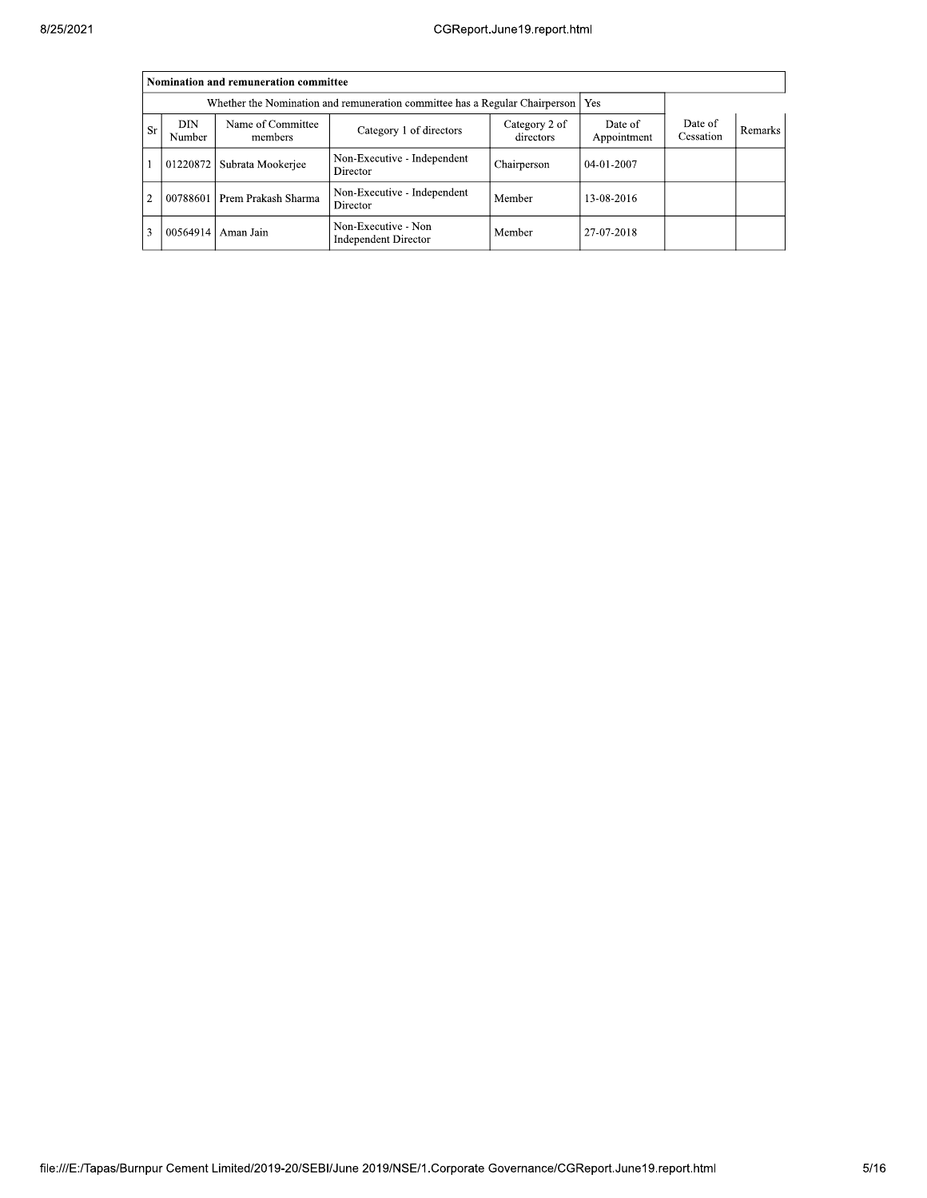| Nomination and remuneration committee | | | | | | | |
|---|---|---|---|---|---|---|---|
| Whether the Nomination and remuneration committee has a Regular Chairperson | | | | | Yes | | |
| Sr | DIN Number | Name of Committee members | Category 1 of directors | Category 2 of directors | Date of Appointment | Date of Cessation | Remarks |
| 1 | 01220872 | Subrata Mookerjee | Non-Executive - Independent Director | Chairperson | 04-01-2007 | | |
| 2 | 00788601 | Prem Prakash Sharma | Non-Executive - Independent Director | Member | 13-08-2016 | | |
| 3 | 00564914 | Aman Jain | Non-Executive - Non Independent Director | Member | 27-07-2018 | | |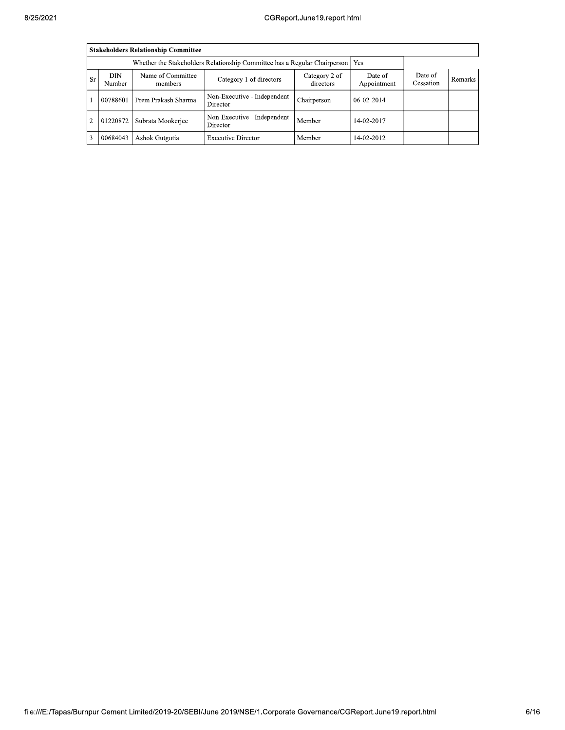| Stakeholders Relationship Committee | | | | | | | |
|---|---|---|---|---|---|---|---|
| Whether the Stakeholders Relationship Committee has a Regular Chairperson | | | | | Yes | | |
| Sr | DIN Number | Name of Committee members | Category 1 of directors | Category 2 of directors | Date of Appointment | Date of Cessation | Remarks |
| 1 | 00788601 | Prem Prakash Sharma | Non-Executive - Independent Director | Chairperson | 06-02-2014 | | |
| 2 | 01220872 | Subrata Mookerjee | Non-Executive - Independent Director | Member | 14-02-2017 | | |
| 3 | 00684043 | Ashok Gutgutia | Executive Director | Member | 14-02-2012 | | |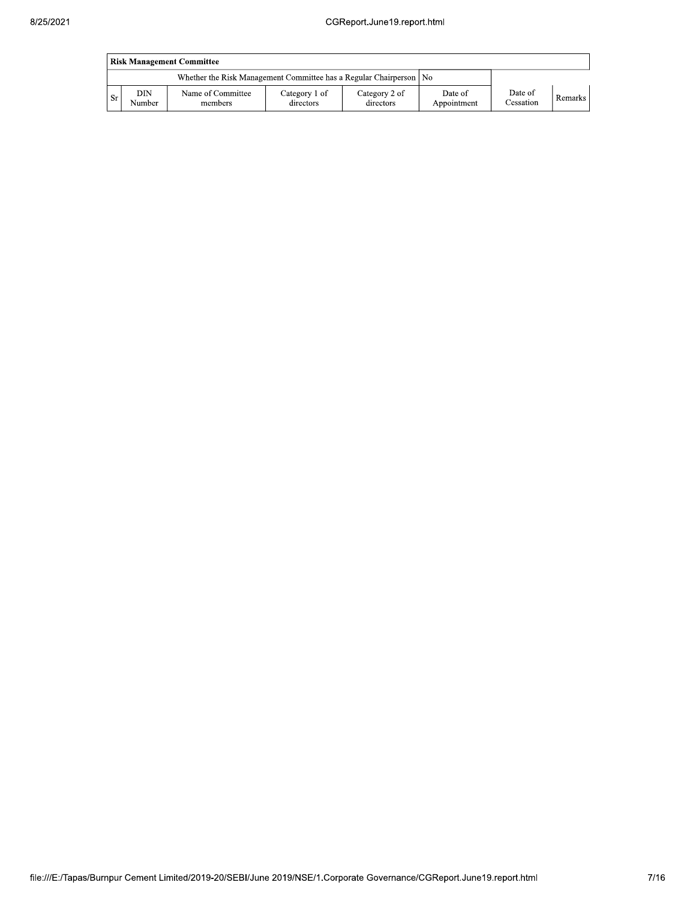**Risk Management Committee**

Whether the Risk Management Committee has a Regular Chairperson | No

| Sr | DIN Number | Name of Committee members | Category 1 of directors | Category 2 of directors | Date of Appointment | Date of Cessation | Remarks |
|---|---|---|---|---|---|---|---|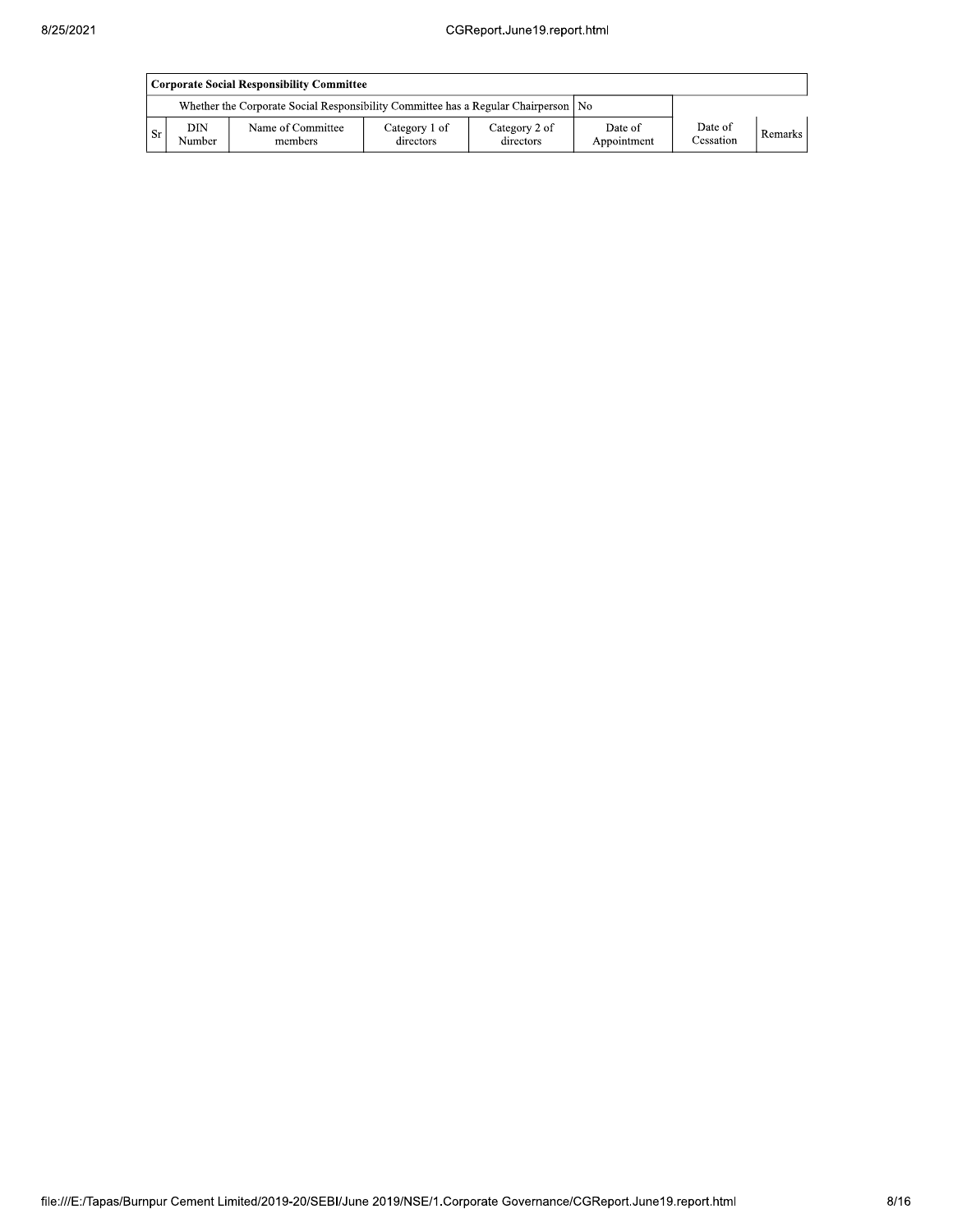| Corporate Social Responsibility Committee | | | | | | | |
|---|---|---|---|---|---|---|---|
| Whether the Corporate Social Responsibility Committee has a Regular Chairperson | | | | | No | | |
| Sr | DIN Number | Name of Committee members | Category 1 of directors | Category 2 of directors | Date of Appointment | Date of Cessation | Remarks |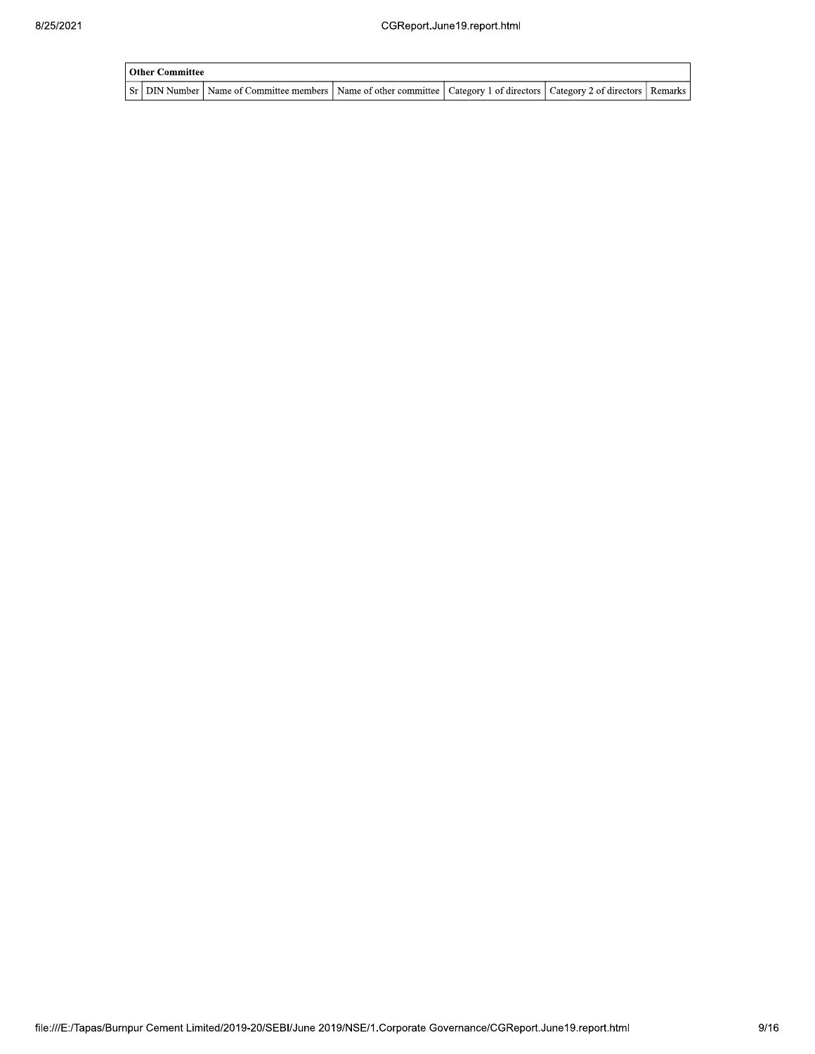| Other Committee | | | | | | |
|---|---|---|---|---|---|---|
| Sr | DIN Number | Name of Committee members | Name of other committee | Category 1 of directors | Category 2 of directors | Remarks |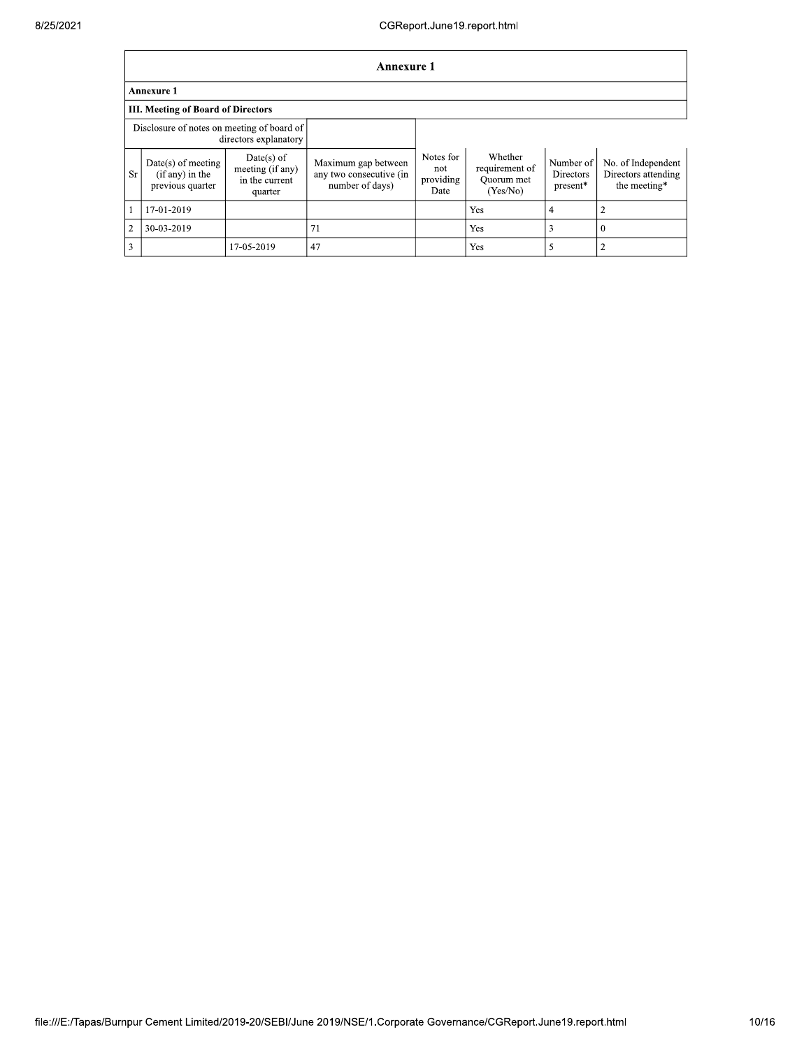## Annexure 1

### Annexure 1

### III. Meeting of Board of Directors

| Disclosure of notes on meeting of board of directors explanatory | | | | | | | |
|---|---|---|---|---|---|---|---|
| Sr | Date(s) of meeting (if any) in the previous quarter | Date(s) of meeting (if any) in the current quarter | Maximum gap between any two consecutive (in number of days) | Notes for not providing Date | Whether requirement of Quorum met (Yes/No) | Number of Directors present* | No. of Independent Directors attending the meeting* |
| 1 | 17-01-2019 | | | | Yes | 4 | 2 |
| 2 | 30-03-2019 | | 71 | | Yes | 3 | 0 |
| 3 | | 17-05-2019 | 47 | | Yes | 5 | 2 |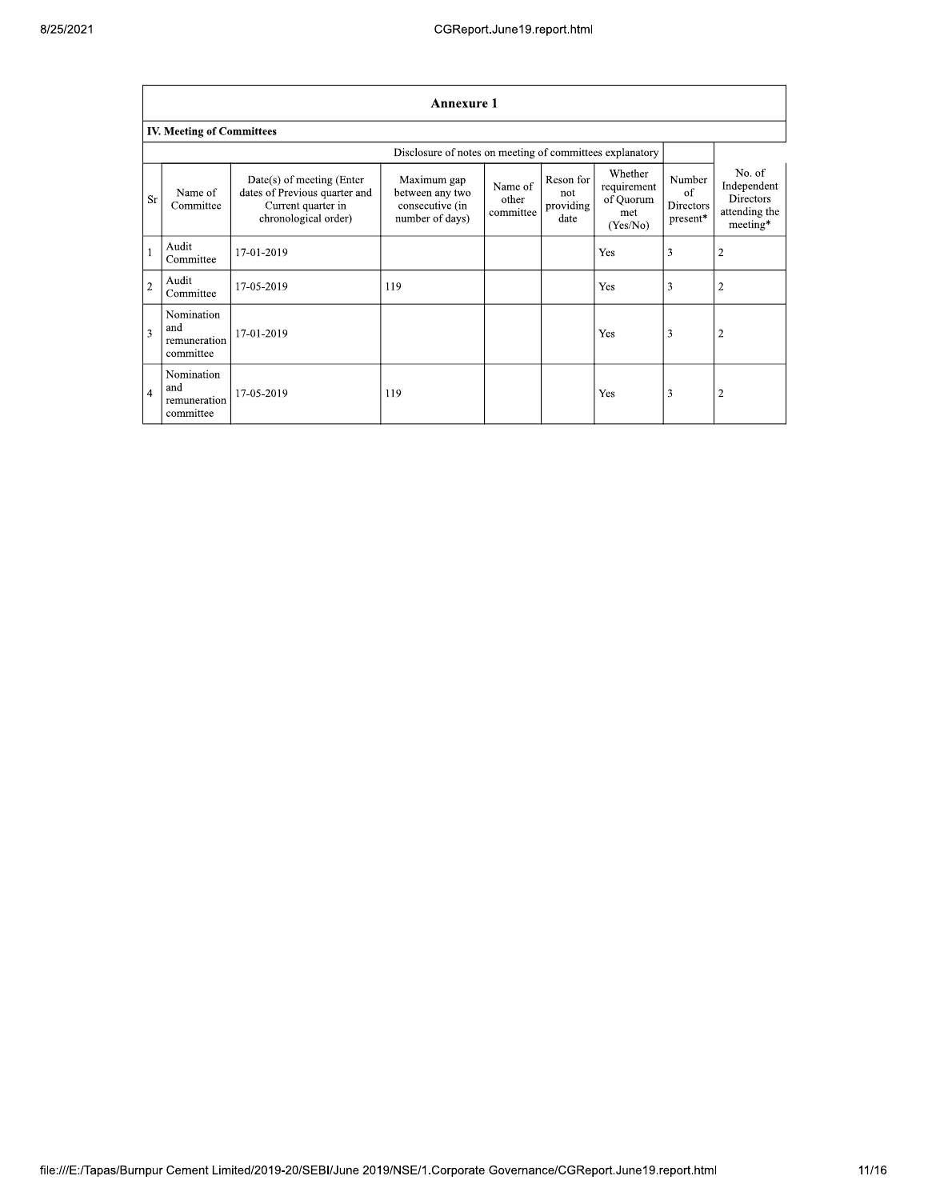## Annexure 1

### IV. Meeting of Committees

Disclosure of notes on meeting of committees explanatory

| Sr | Name of Committee | Date(s) of meeting (Enter dates of Previous quarter and Current quarter in chronological order) | Maximum gap between any two consecutive (in number of days) | Name of other committee | Reson for not providing date | Whether requirement of Quorum met (Yes/No) | Number of Directors present* | No. of Independent Directors attending the meeting* |
|---|---|---|---|---|---|---|---|---|
| 1 | Audit Committee | 17-01-2019 | | | | Yes | 3 | 2 |
| 2 | Audit Committee | 17-05-2019 | 119 | | | Yes | 3 | 2 |
| 3 | Nomination and remuneration committee | 17-01-2019 | | | | Yes | 3 | 2 |
| 4 | Nomination and remuneration committee | 17-05-2019 | 119 | | | Yes | 3 | 2 |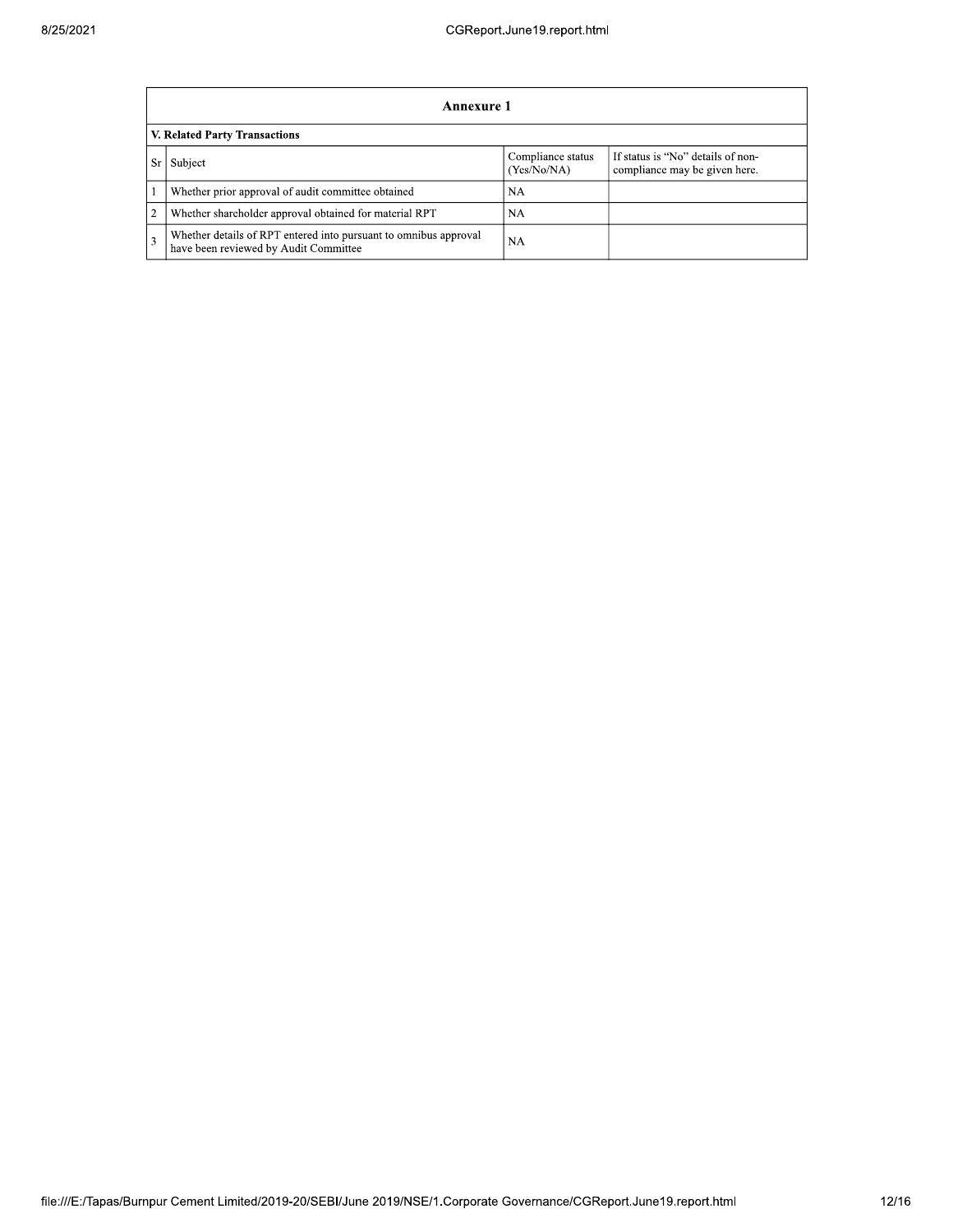## Annexure 1

### V. Related Party Transactions

| Sr | Subject | Compliance status (Yes/No/NA) | If status is “No” details of non-compliance may be given here. |
|---|---|---|---|
| 1 | Whether prior approval of audit committee obtained | NA | |
| 2 | Whether shareholder approval obtained for material RPT | NA | |
| 3 | Whether details of RPT entered into pursuant to omnibus approval have been reviewed by Audit Committee | NA | |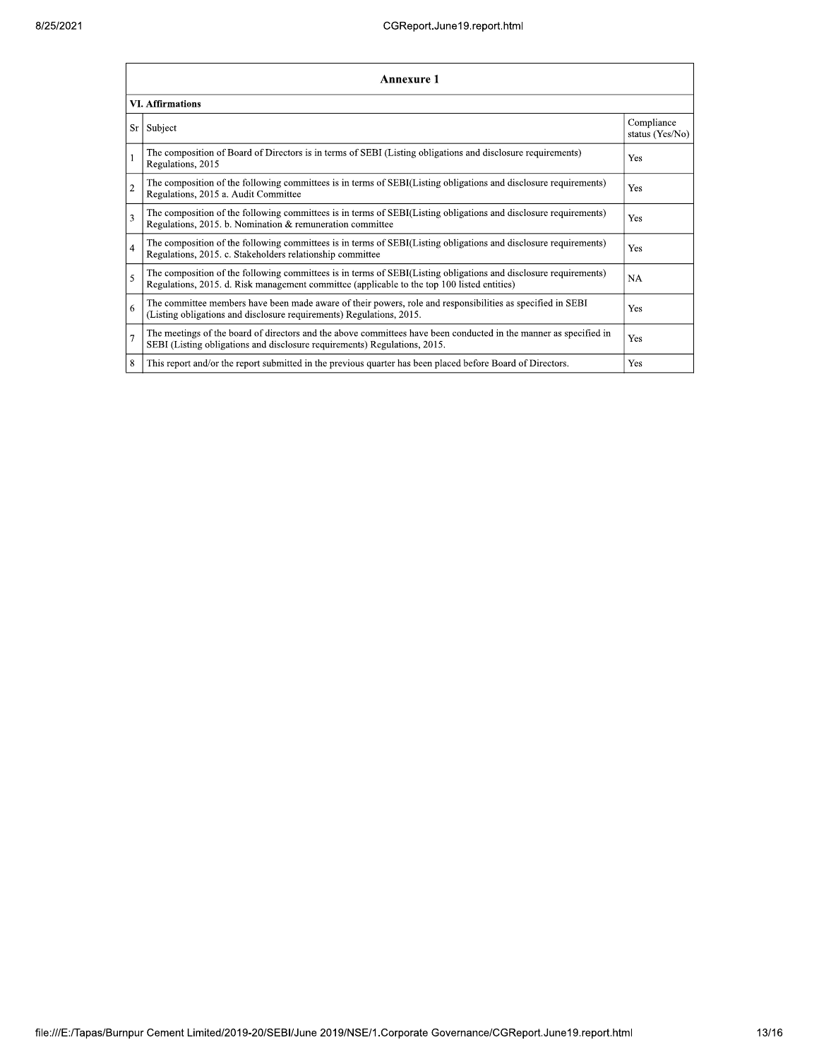## Annexure 1

### VI. Affirmations

| Sr | Subject | Compliance status (Yes/No) |
|---|---|---|
| 1 | The composition of Board of Directors is in terms of SEBI (Listing obligations and disclosure requirements) Regulations, 2015 | Yes |
| 2 | The composition of the following committees is in terms of SEBI(Listing obligations and disclosure requirements) Regulations, 2015 a. Audit Committee | Yes |
| 3 | The composition of the following committees is in terms of SEBI(Listing obligations and disclosure requirements) Regulations, 2015. b. Nomination & remuneration committee | Yes |
| 4 | The composition of the following committees is in terms of SEBI(Listing obligations and disclosure requirements) Regulations, 2015. c. Stakeholders relationship committee | Yes |
| 5 | The composition of the following committees is in terms of SEBI(Listing obligations and disclosure requirements) Regulations, 2015. d. Risk management committee (applicable to the top 100 listed entities) | NA |
| 6 | The committee members have been made aware of their powers, role and responsibilities as specified in SEBI (Listing obligations and disclosure requirements) Regulations, 2015. | Yes |
| 7 | The meetings of the board of directors and the above committees have been conducted in the manner as specified in SEBI (Listing obligations and disclosure requirements) Regulations, 2015. | Yes |
| 8 | This report and/or the report submitted in the previous quarter has been placed before Board of Directors. | Yes |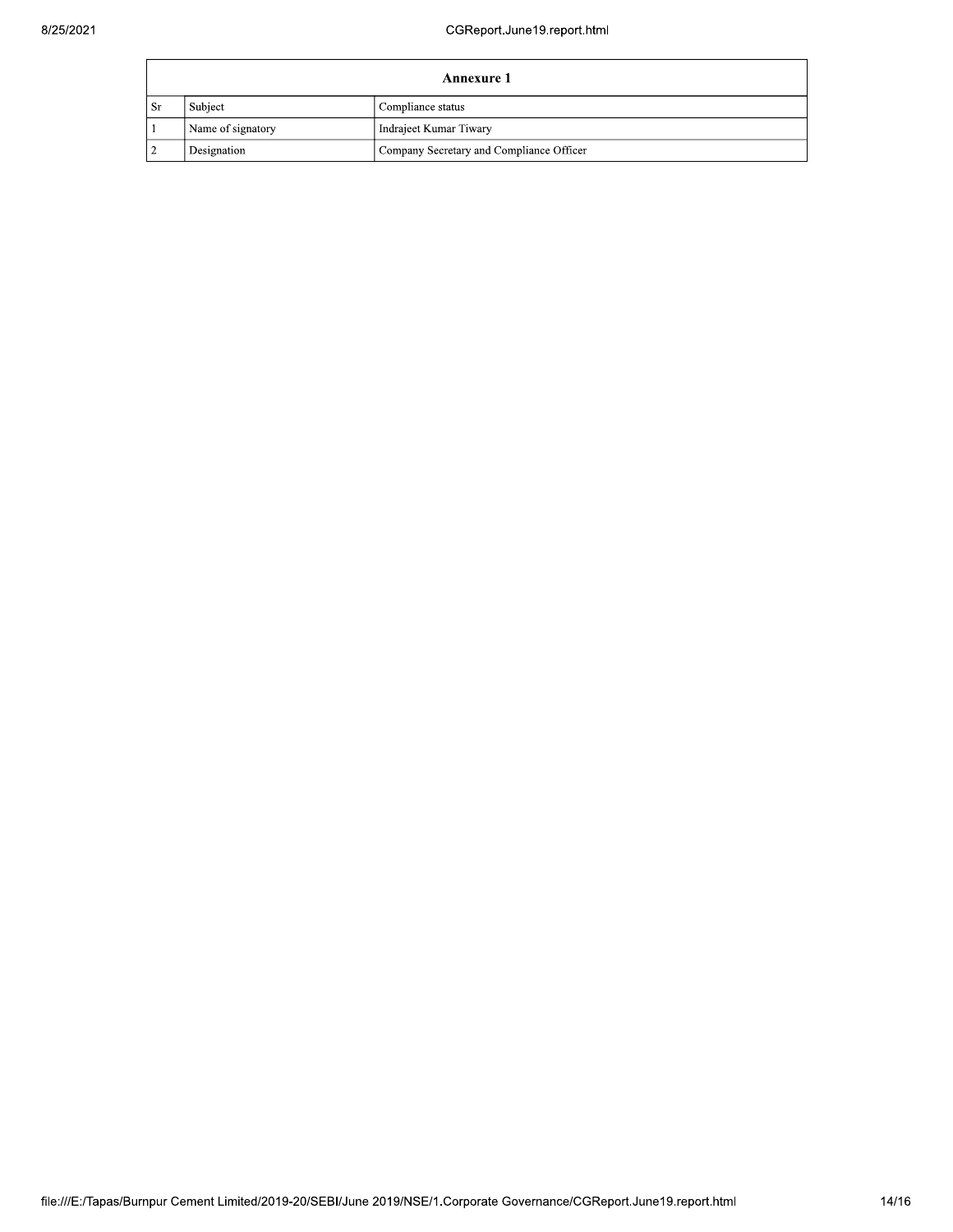| Annexure 1 | | |
|---|---|---|
| Sr | Subject | Compliance status |
| 1 | Name of signatory | Indrajeet Kumar Tiwary |
| 2 | Designation | Company Secretary and Compliance Officer |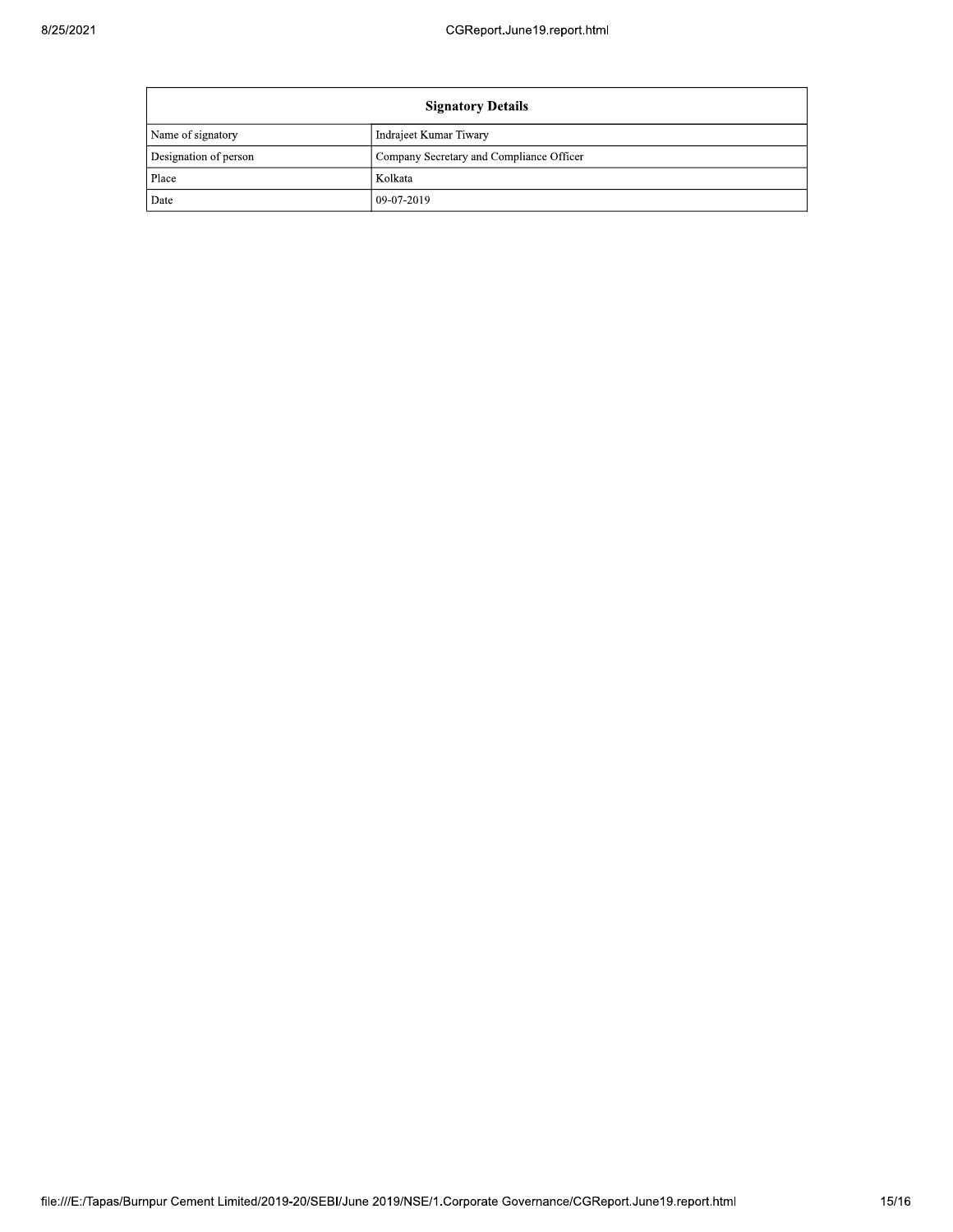| Signatory Details | |
|---|---|
| Name of signatory | Indrajeet Kumar Tiwary |
| Designation of person | Company Secretary and Compliance Officer |
| Place | Kolkata |
| Date | 09-07-2019 |